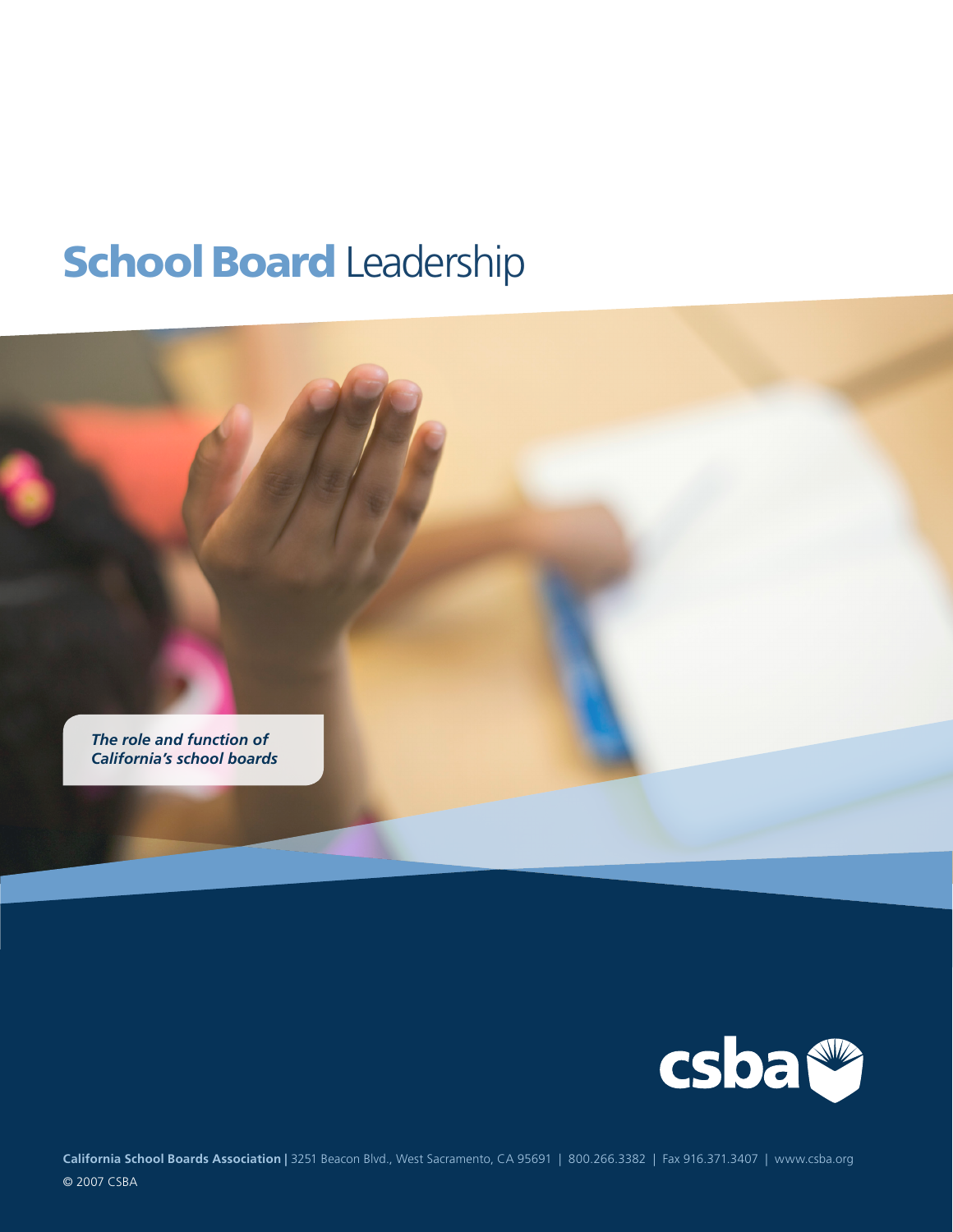# School Board Leadership

*The role and function of California's school boards*

csba

**California School Boards Association** | 3251 Beacon Blvd., West Sacramento, CA 95691 | 800.266.3382 | Fax 916.371.3407 | www.csba.org

© 2007 CSBA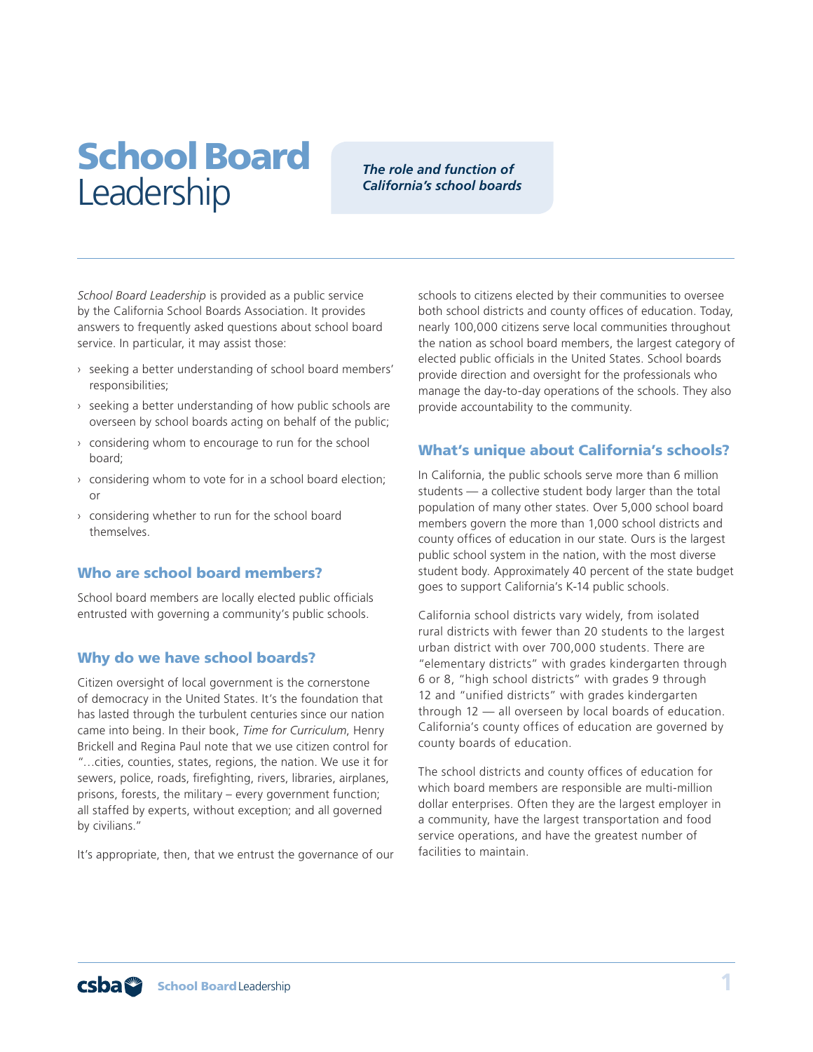# School Board Leadership

***The role and function of California's school boards***

*School Board Leadership* is provided as a public service by the California School Boards Association. It provides answers to frequently asked questions about school board service. In particular, it may assist those:

- seeking a better understanding of school board members' responsibilities;
- seeking a better understanding of how public schools are overseen by school boards acting on behalf of the public;
- considering whom to encourage to run for the school board;
- considering whom to vote for in a school board election; or
- considering whether to run for the school board themselves.

## Who are school board members?

School board members are locally elected public officials entrusted with governing a community's public schools.

## Why do we have school boards?

Citizen oversight of local government is the cornerstone of democracy in the United States. It's the foundation that has lasted through the turbulent centuries since our nation came into being. In their book, *Time for Curriculum*, Henry Brickell and Regina Paul note that we use citizen control for "…cities, counties, states, regions, the nation. We use it for sewers, police, roads, firefighting, rivers, libraries, airplanes, prisons, forests, the military – every government function; all staffed by experts, without exception; and all governed by civilians."

It's appropriate, then, that we entrust the governance of our schools to citizens elected by their communities to oversee both school districts and county offices of education. Today, nearly 100,000 citizens serve local communities throughout the nation as school board members, the largest category of elected public officials in the United States. School boards provide direction and oversight for the professionals who manage the day-to-day operations of the schools. They also provide accountability to the community.

## What's unique about California's schools?

In California, the public schools serve more than 6 million students — a collective student body larger than the total population of many other states. Over 5,000 school board members govern the more than 1,000 school districts and county offices of education in our state. Ours is the largest public school system in the nation, with the most diverse student body. Approximately 40 percent of the state budget goes to support California's K-14 public schools.

California school districts vary widely, from isolated rural districts with fewer than 20 students to the largest urban district with over 700,000 students. There are "elementary districts" with grades kindergarten through 6 or 8, "high school districts" with grades 9 through 12 and "unified districts" with grades kindergarten through 12 — all overseen by local boards of education. California's county offices of education are governed by county boards of education.

The school districts and county offices of education for which board members are responsible are multi-million dollar enterprises. Often they are the largest employer in a community, have the largest transportation and food service operations, and have the greatest number of facilities to maintain.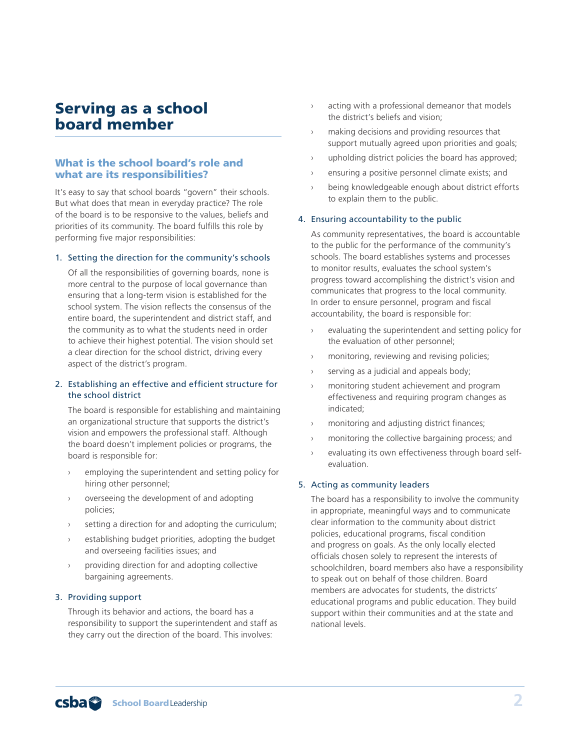# Serving as a school board member

## What is the school board's role and what are its responsibilities?

It's easy to say that school boards "govern" their schools. But what does that mean in everyday practice? The role of the board is to be responsive to the values, beliefs and priorities of its community. The board fulfills this role by performing five major responsibilities:

### 1. Setting the direction for the community's schools

Of all the responsibilities of governing boards, none is more central to the purpose of local governance than ensuring that a long-term vision is established for the school system. The vision reflects the consensus of the entire board, the superintendent and district staff, and the community as to what the students need in order to achieve their highest potential. The vision should set a clear direction for the school district, driving every aspect of the district's program.

### 2. Establishing an effective and efficient structure for the school district

The board is responsible for establishing and maintaining an organizational structure that supports the district's vision and empowers the professional staff. Although the board doesn't implement policies or programs, the board is responsible for:

- employing the superintendent and setting policy for hiring other personnel;
- overseeing the development of and adopting policies;
- setting a direction for and adopting the curriculum;
- establishing budget priorities, adopting the budget and overseeing facilities issues; and
- providing direction for and adopting collective bargaining agreements.

### 3. Providing support

Through its behavior and actions, the board has a responsibility to support the superintendent and staff as they carry out the direction of the board. This involves:

- acting with a professional demeanor that models the district's beliefs and vision;
- making decisions and providing resources that support mutually agreed upon priorities and goals;
- upholding district policies the board has approved;
- ensuring a positive personnel climate exists; and
- being knowledgeable enough about district efforts to explain them to the public.

### 4. Ensuring accountability to the public

As community representatives, the board is accountable to the public for the performance of the community's schools. The board establishes systems and processes to monitor results, evaluates the school system's progress toward accomplishing the district's vision and communicates that progress to the local community. In order to ensure personnel, program and fiscal accountability, the board is responsible for:

- evaluating the superintendent and setting policy for the evaluation of other personnel;
- monitoring, reviewing and revising policies;
- serving as a judicial and appeals body;
- monitoring student achievement and program effectiveness and requiring program changes as indicated;
- monitoring and adjusting district finances;
- monitoring the collective bargaining process; and
- evaluating its own effectiveness through board self-evaluation.

### 5. Acting as community leaders

The board has a responsibility to involve the community in appropriate, meaningful ways and to communicate clear information to the community about district policies, educational programs, fiscal condition and progress on goals. As the only locally elected officials chosen solely to represent the interests of schoolchildren, board members also have a responsibility to speak out on behalf of those children. Board members are advocates for students, the districts' educational programs and public education. They build support within their communities and at the state and national levels.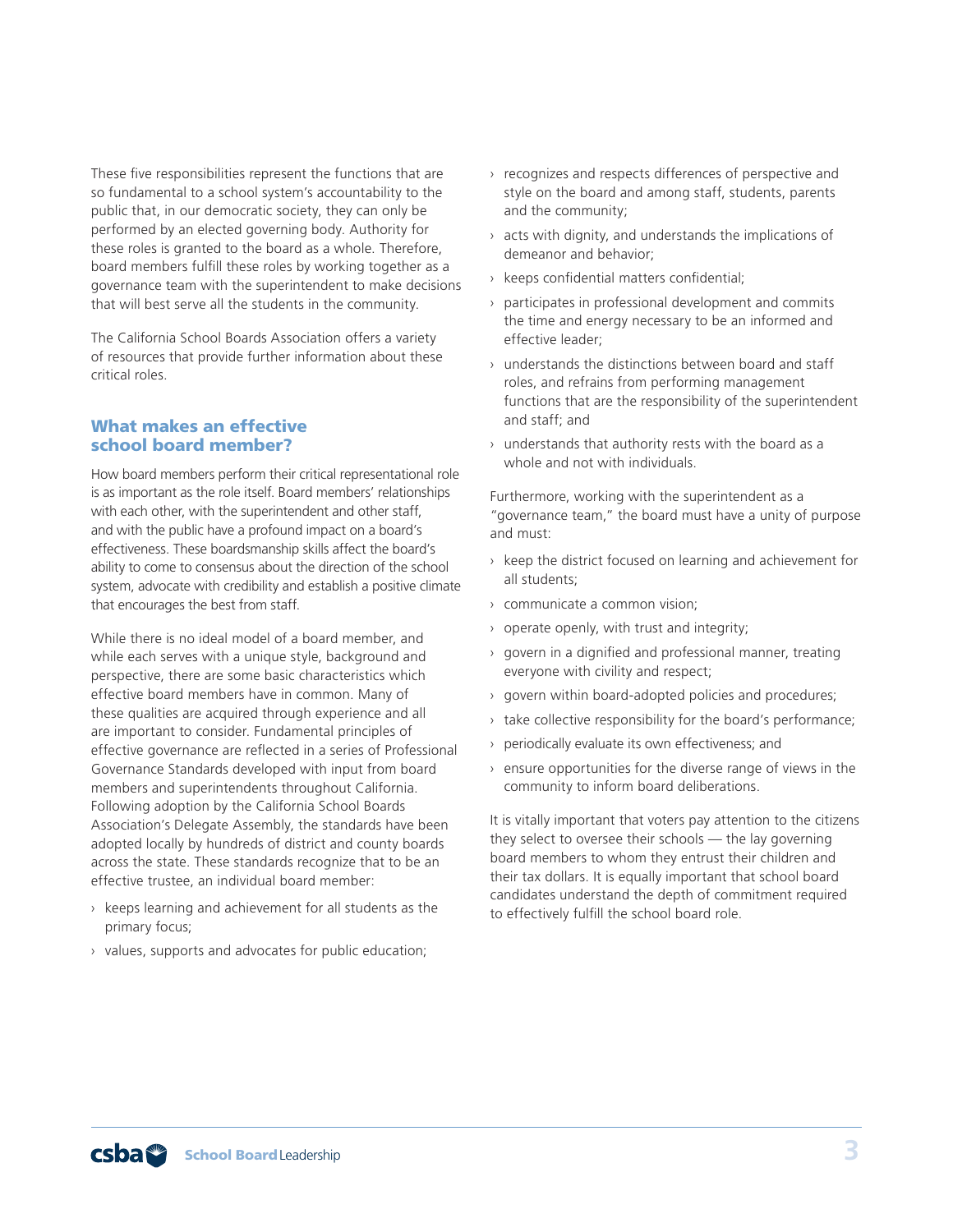These five responsibilities represent the functions that are so fundamental to a school system's accountability to the public that, in our democratic society, they can only be performed by an elected governing body. Authority for these roles is granted to the board as a whole. Therefore, board members fulfill these roles by working together as a governance team with the superintendent to make decisions that will best serve all the students in the community.

The California School Boards Association offers a variety of resources that provide further information about these critical roles.

## What makes an effective school board member?

How board members perform their critical representational role is as important as the role itself. Board members' relationships with each other, with the superintendent and other staff, and with the public have a profound impact on a board's effectiveness. These boardsmanship skills affect the board's ability to come to consensus about the direction of the school system, advocate with credibility and establish a positive climate that encourages the best from staff.

While there is no ideal model of a board member, and while each serves with a unique style, background and perspective, there are some basic characteristics which effective board members have in common. Many of these qualities are acquired through experience and all are important to consider. Fundamental principles of effective governance are reflected in a series of Professional Governance Standards developed with input from board members and superintendents throughout California. Following adoption by the California School Boards Association's Delegate Assembly, the standards have been adopted locally by hundreds of district and county boards across the state. These standards recognize that to be an effective trustee, an individual board member:

- keeps learning and achievement for all students as the primary focus;
- values, supports and advocates for public education;
- recognizes and respects differences of perspective and style on the board and among staff, students, parents and the community;
- acts with dignity, and understands the implications of demeanor and behavior;
- keeps confidential matters confidential;
- participates in professional development and commits the time and energy necessary to be an informed and effective leader;
- understands the distinctions between board and staff roles, and refrains from performing management functions that are the responsibility of the superintendent and staff; and
- understands that authority rests with the board as a whole and not with individuals.

Furthermore, working with the superintendent as a "governance team," the board must have a unity of purpose and must:

- keep the district focused on learning and achievement for all students;
- communicate a common vision;
- operate openly, with trust and integrity;
- govern in a dignified and professional manner, treating everyone with civility and respect;
- govern within board-adopted policies and procedures;
- take collective responsibility for the board's performance;
- periodically evaluate its own effectiveness; and
- ensure opportunities for the diverse range of views in the community to inform board deliberations.

It is vitally important that voters pay attention to the citizens they select to oversee their schools — the lay governing board members to whom they entrust their children and their tax dollars. It is equally important that school board candidates understand the depth of commitment required to effectively fulfill the school board role.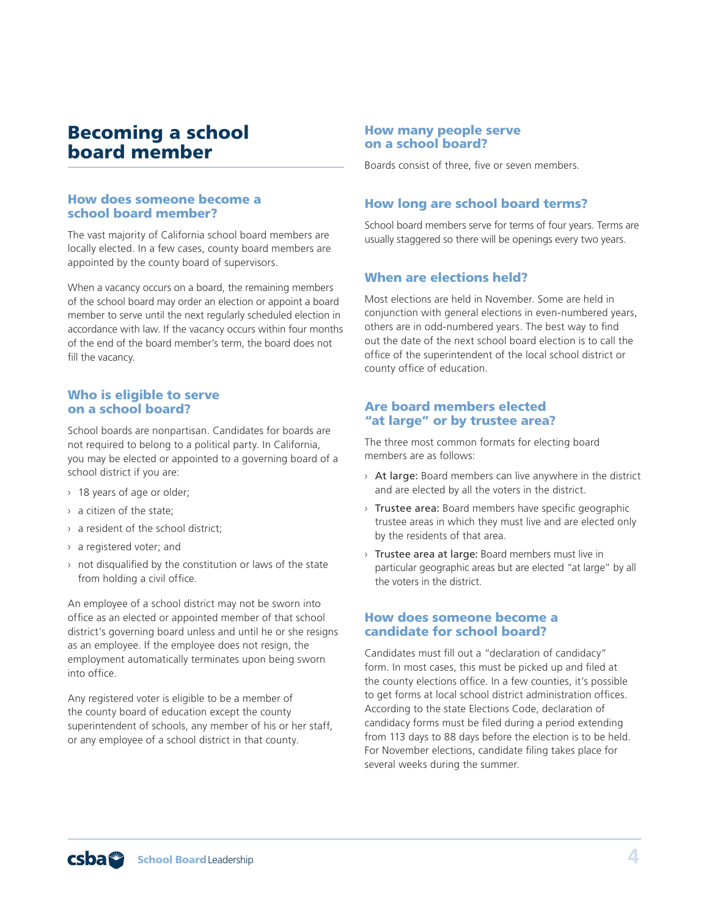# Becoming a school board member

## How does someone become a school board member?

The vast majority of California school board members are locally elected. In a few cases, county board members are appointed by the county board of supervisors.

When a vacancy occurs on a board, the remaining members of the school board may order an election or appoint a board member to serve until the next regularly scheduled election in accordance with law. If the vacancy occurs within four months of the end of the board member's term, the board does not fill the vacancy.

## Who is eligible to serve on a school board?

School boards are nonpartisan. Candidates for boards are not required to belong to a political party. In California, you may be elected or appointed to a governing board of a school district if you are:

- 18 years of age or older;
- a citizen of the state;
- a resident of the school district;
- a registered voter; and
- not disqualified by the constitution or laws of the state from holding a civil office.

An employee of a school district may not be sworn into office as an elected or appointed member of that school district's governing board unless and until he or she resigns as an employee. If the employee does not resign, the employment automatically terminates upon being sworn into office.

Any registered voter is eligible to be a member of the county board of education except the county superintendent of schools, any member of his or her staff, or any employee of a school district in that county.

## How many people serve on a school board?

Boards consist of three, five or seven members.

## How long are school board terms?

School board members serve for terms of four years. Terms are usually staggered so there will be openings every two years.

## When are elections held?

Most elections are held in November. Some are held in conjunction with general elections in even-numbered years, others are in odd-numbered years. The best way to find out the date of the next school board election is to call the office of the superintendent of the local school district or county office of education.

## Are board members elected "at large" or by trustee area?

The three most common formats for electing board members are as follows:

- At large: Board members can live anywhere in the district and are elected by all the voters in the district.
- Trustee area: Board members have specific geographic trustee areas in which they must live and are elected only by the residents of that area.
- Trustee area at large: Board members must live in particular geographic areas but are elected "at large" by all the voters in the district.

## How does someone become a candidate for school board?

Candidates must fill out a "declaration of candidacy" form. In most cases, this must be picked up and filed at the county elections office. In a few counties, it's possible to get forms at local school district administration offices. According to the state Elections Code, declaration of candidacy forms must be filed during a period extending from 113 days to 88 days before the election is to be held. For November elections, candidate filing takes place for several weeks during the summer.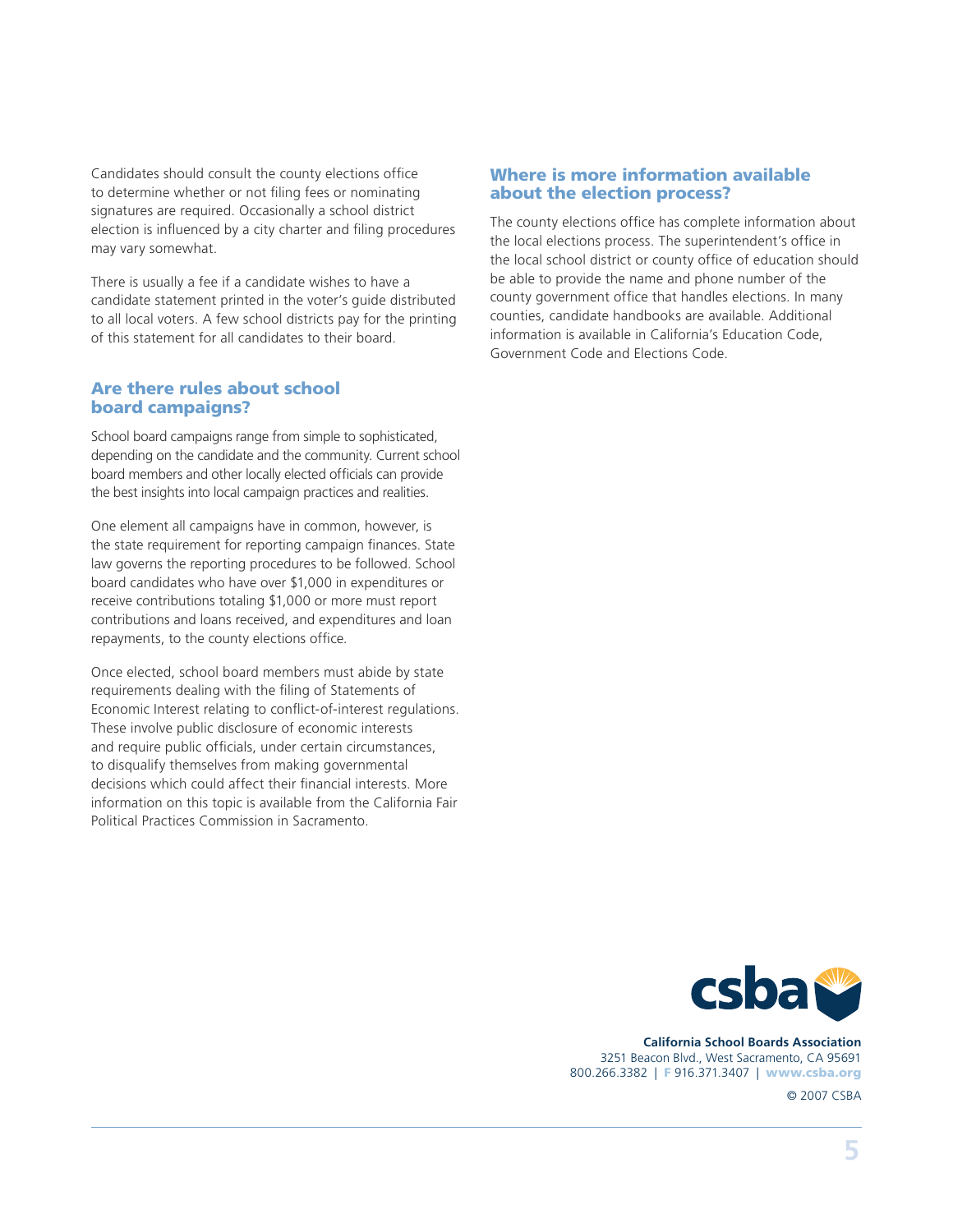Candidates should consult the county elections office to determine whether or not filing fees or nominating signatures are required. Occasionally a school district election is influenced by a city charter and filing procedures may vary somewhat.

There is usually a fee if a candidate wishes to have a candidate statement printed in the voter's guide distributed to all local voters. A few school districts pay for the printing of this statement for all candidates to their board.

## Are there rules about school board campaigns?

School board campaigns range from simple to sophisticated, depending on the candidate and the community. Current school board members and other locally elected officials can provide the best insights into local campaign practices and realities.

One element all campaigns have in common, however, is the state requirement for reporting campaign finances. State law governs the reporting procedures to be followed. School board candidates who have over $1,000 in expenditures or receive contributions totaling $1,000 or more must report contributions and loans received, and expenditures and loan repayments, to the county elections office.

Once elected, school board members must abide by state requirements dealing with the filing of Statements of Economic Interest relating to conflict-of-interest regulations. These involve public disclosure of economic interests and require public officials, under certain circumstances, to disqualify themselves from making governmental decisions which could affect their financial interests. More information on this topic is available from the California Fair Political Practices Commission in Sacramento.

## Where is more information available about the election process?

The county elections office has complete information about the local elections process. The superintendent's office in the local school district or county office of education should be able to provide the name and phone number of the county government office that handles elections. In many counties, candidate handbooks are available. Additional information is available in California's Education Code, Government Code and Elections Code.

csba

**California School Boards Association**
3251 Beacon Blvd., West Sacramento, CA 95691
800.266.3382 | F 916.371.3407 | **www.csba.org**

© 2007 CSBA